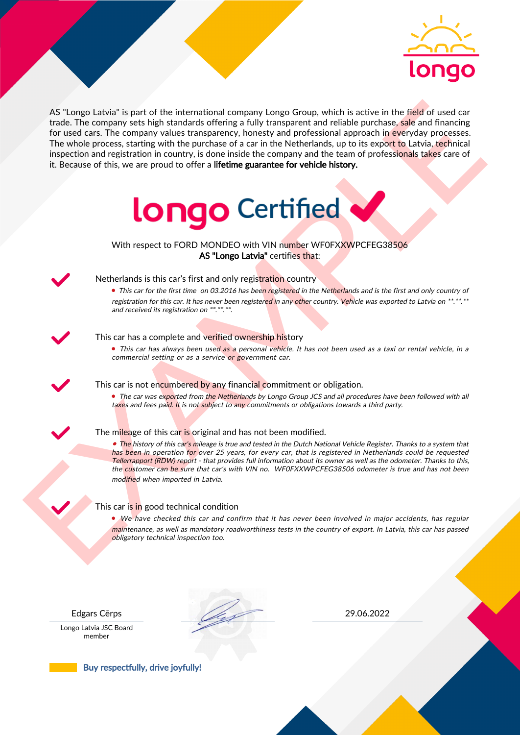longo

AS "Longo Latvia" is part of the international company Longo Group, which is active in the field of used car trade. The company sets high standards offering a fully transparent and reliable purchase, sale and financing for used cars. The company values transparency, honesty and professional approach in everyday processes. The whole process, starting with the purchase of a car in the Netherlands, up to its export to Latvia, technical inspection and registration in country, is done inside the company and the team of professionals takes care of it. Because of this, we are proud to offer a **lifetime guarantee for vehicle history.**

# longo Certified ✔

With respect to FORD MONDEO with VIN number WF0FXXWPCFEG38506
**AS "Longo Latvia"** certifies that:

✔ Netherlands is this car's first and only registration country

- *This car for the first time on 03.2016 has been registered in the Netherlands and is the first and only country of registration for this car. It has never been registered in any other country. Vehicle was exported to Latvia on \*\*.\*\*.\*\* and received its registration on \*\*.\*\*.\*\*.*

✔ This car has a complete and verified ownership history

- *This car has always been used as a personal vehicle. It has not been used as a taxi or rental vehicle, in a commercial setting or as a service or government car.*

✔ This car is not encumbered by any financial commitment or obligation.

- *The car was exported from the Netherlands by Longo Group JCS and all procedures have been followed with all taxes and fees paid. It is not subject to any commitments or obligations towards a third party.*

✔ The mileage of this car is original and has not been modified.

- *The history of this car's mileage is true and tested in the Dutch National Vehicle Register. Thanks to a system that has been in operation for over 25 years, for every car, that is registered in Netherlands could be requested Tellerrapport (RDW) report - that provides full information about its owner as well as the odometer. Thanks to this, the customer can be sure that car's with VIN no. WF0FXXWPCFEG38506 odometer is true and has not been modified when imported in Latvia.*

✔ This car is in good technical condition

- *We have checked this car and confirm that it has never been involved in major accidents, has regular maintenance, as well as mandatory roadworthiness tests in the country of export. In Latvia, this car has passed obligatory technical inspection too.*

| Edgars Cērps | | 29.06.2022 |
|---|---|---|
| Longo Latvia JSC Board member | | |

**Buy respectfully, drive joyfully!**

EXAMPLE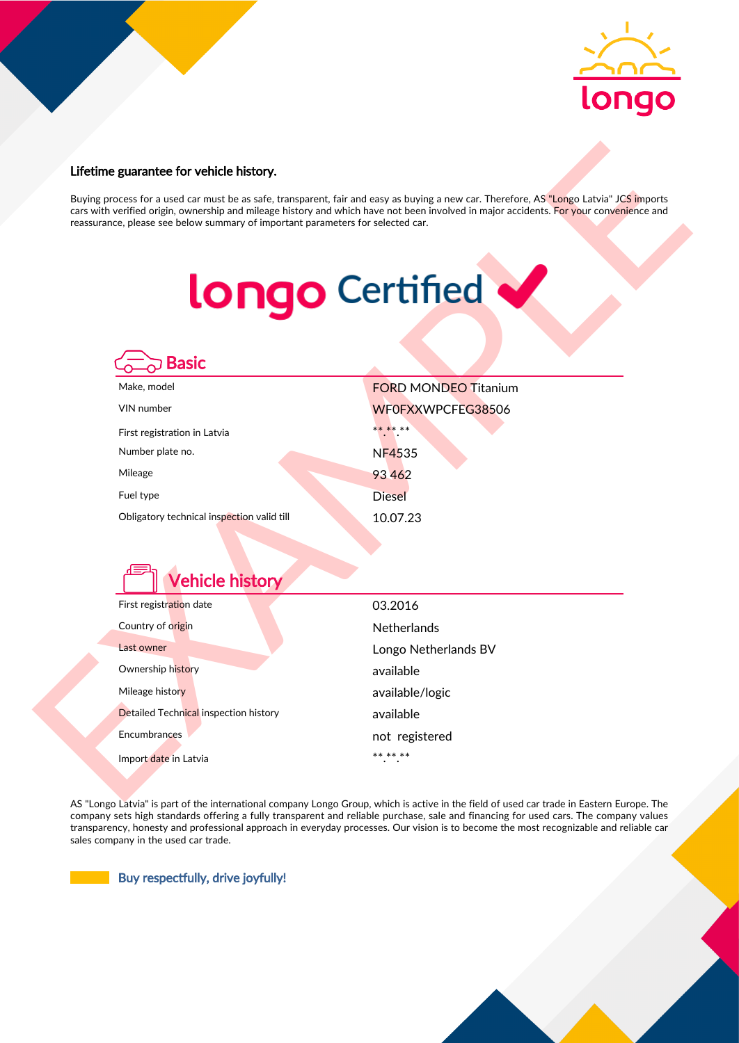longo

**Lifetime guarantee for vehicle history.**

Buying process for a used car must be as safe, transparent, fair and easy as buying a new car. Therefore, AS "Longo Latvia" JCS imports cars with verified origin, ownership and mileage history and which have not been involved in major accidents. For your convenience and reassurance, please see below summary of important parameters for selected car.

# longo Certified

## Basic

| | |
|---|---|
| Make, model | FORD MONDEO Titanium |
| VIN number | WF0FXXWPCFEG38506 |
| First registration in Latvia | **.**.** |
| Number plate no. | NF4535 |
| Mileage | 93 462 |
| Fuel type | Diesel |
| Obligatory technical inspection valid till | 10.07.23 |

## Vehicle history

| | |
|---|---|
| First registration date | 03.2016 |
| Country of origin | Netherlands |
| Last owner | Longo Netherlands BV |
| Ownership history | available |
| Mileage history | available/logic |
| Detailed Technical inspection history | available |
| Encumbrances | not registered |
| Import date in Latvia | **.**.** |

AS "Longo Latvia" is part of the international company Longo Group, which is active in the field of used car trade in Eastern Europe. The company sets high standards offering a fully transparent and reliable purchase, sale and financing for used cars. The company values transparency, honesty and professional approach in everyday processes. Our vision is to become the most recognizable and reliable car sales company in the used car trade.

Buy respectfully, drive joyfully!

EXAMPLE